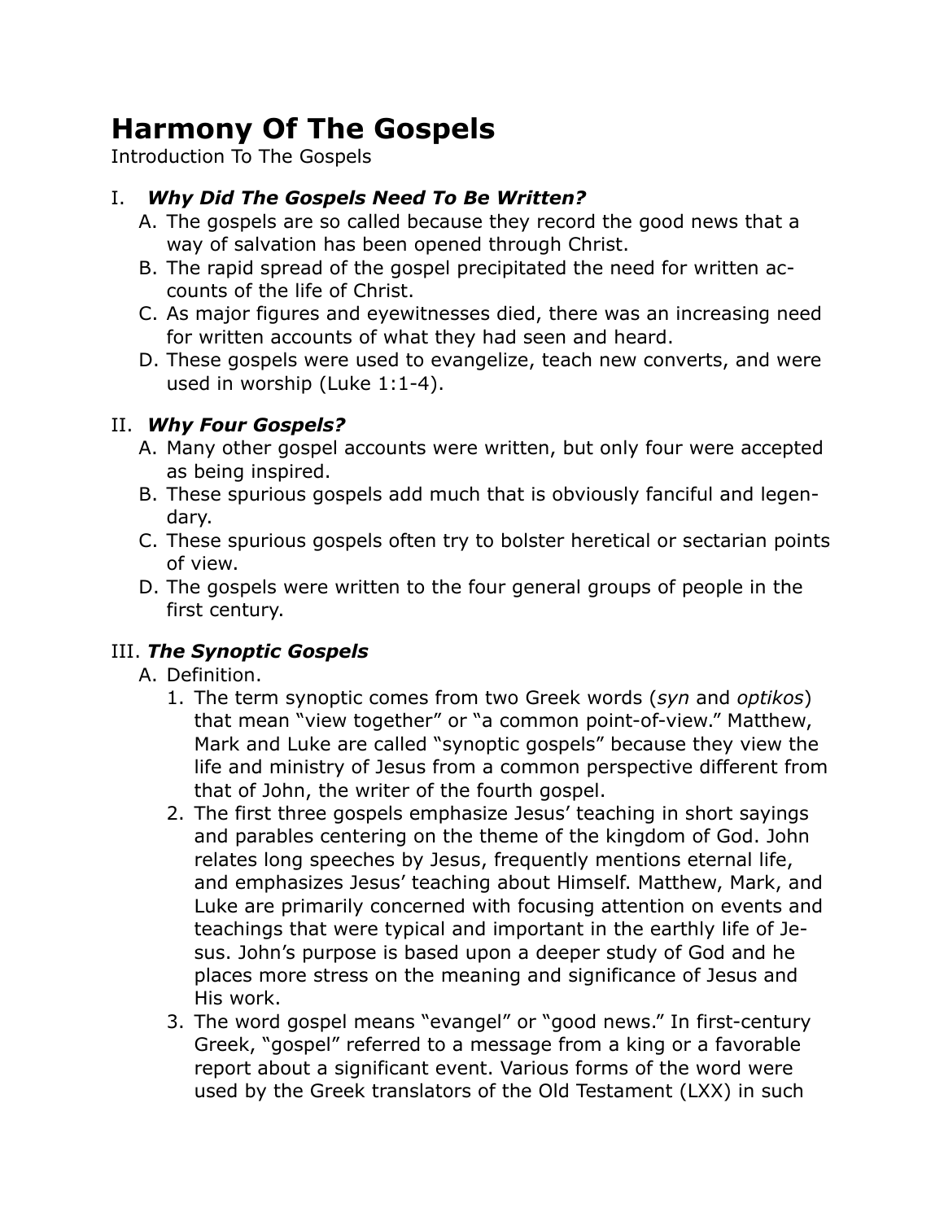# Harmony Of The Gospels

Introduction To The Gospels

## I. *Why Did The Gospels Need To Be Written?*

A. The gospels are so called because they record the good news that a way of salvation has been opened through Christ.

B. The rapid spread of the gospel precipitated the need for written accounts of the life of Christ.

C. As major figures and eyewitnesses died, there was an increasing need for written accounts of what they had seen and heard.

D. These gospels were used to evangelize, teach new converts, and were used in worship (Luke 1:1-4).

## II. *Why Four Gospels?*

A. Many other gospel accounts were written, but only four were accepted as being inspired.

B. These spurious gospels add much that is obviously fanciful and legendary.

C. These spurious gospels often try to bolster heretical or sectarian points of view.

D. The gospels were written to the four general groups of people in the first century.

## III. *The Synoptic Gospels*

A. Definition.

1. The term synoptic comes from two Greek words (*syn* and *optikos*) that mean "view together" or "a common point-of-view." Matthew, Mark and Luke are called "synoptic gospels" because they view the life and ministry of Jesus from a common perspective different from that of John, the writer of the fourth gospel.
2. The first three gospels emphasize Jesus' teaching in short sayings and parables centering on the theme of the kingdom of God. John relates long speeches by Jesus, frequently mentions eternal life, and emphasizes Jesus' teaching about Himself. Matthew, Mark, and Luke are primarily concerned with focusing attention on events and teachings that were typical and important in the earthly life of Jesus. John's purpose is based upon a deeper study of God and he places more stress on the meaning and significance of Jesus and His work.
3. The word gospel means "evangel" or "good news." In first-century Greek, "gospel" referred to a message from a king or a favorable report about a significant event. Various forms of the word were used by the Greek translators of the Old Testament (LXX) in such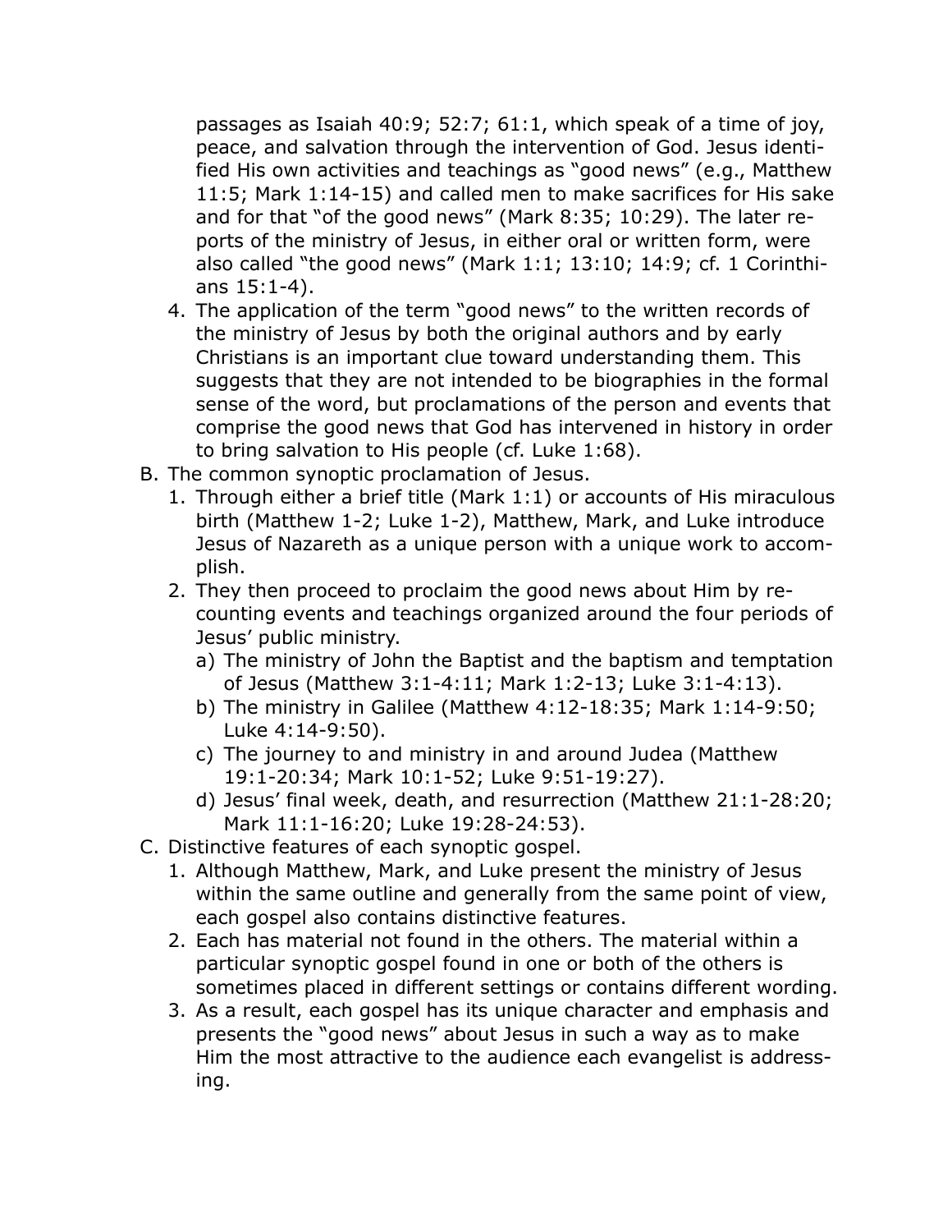passages as Isaiah 40:9; 52:7; 61:1, which speak of a time of joy, peace, and salvation through the intervention of God. Jesus identified His own activities and teachings as "good news" (e.g., Matthew 11:5; Mark 1:14-15) and called men to make sacrifices for His sake and for that "of the good news" (Mark 8:35; 10:29). The later reports of the ministry of Jesus, in either oral or written form, were also called "the good news" (Mark 1:1; 13:10; 14:9; cf. 1 Corinthians 15:1-4).

4. The application of the term "good news" to the written records of the ministry of Jesus by both the original authors and by early Christians is an important clue toward understanding them. This suggests that they are not intended to be biographies in the formal sense of the word, but proclamations of the person and events that comprise the good news that God has intervened in history in order to bring salvation to His people (cf. Luke 1:68).

B. The common synoptic proclamation of Jesus.

1. Through either a brief title (Mark 1:1) or accounts of His miraculous birth (Matthew 1-2; Luke 1-2), Matthew, Mark, and Luke introduce Jesus of Nazareth as a unique person with a unique work to accomplish.
2. They then proceed to proclaim the good news about Him by recounting events and teachings organized around the four periods of Jesus' public ministry.
   a) The ministry of John the Baptist and the baptism and temptation of Jesus (Matthew 3:1-4:11; Mark 1:2-13; Luke 3:1-4:13).
   b) The ministry in Galilee (Matthew 4:12-18:35; Mark 1:14-9:50; Luke 4:14-9:50).
   c) The journey to and ministry in and around Judea (Matthew 19:1-20:34; Mark 10:1-52; Luke 9:51-19:27).
   d) Jesus' final week, death, and resurrection (Matthew 21:1-28:20; Mark 11:1-16:20; Luke 19:28-24:53).

C. Distinctive features of each synoptic gospel.

1. Although Matthew, Mark, and Luke present the ministry of Jesus within the same outline and generally from the same point of view, each gospel also contains distinctive features.
2. Each has material not found in the others. The material within a particular synoptic gospel found in one or both of the others is sometimes placed in different settings or contains different wording.
3. As a result, each gospel has its unique character and emphasis and presents the "good news" about Jesus in such a way as to make Him the most attractive to the audience each evangelist is addressing.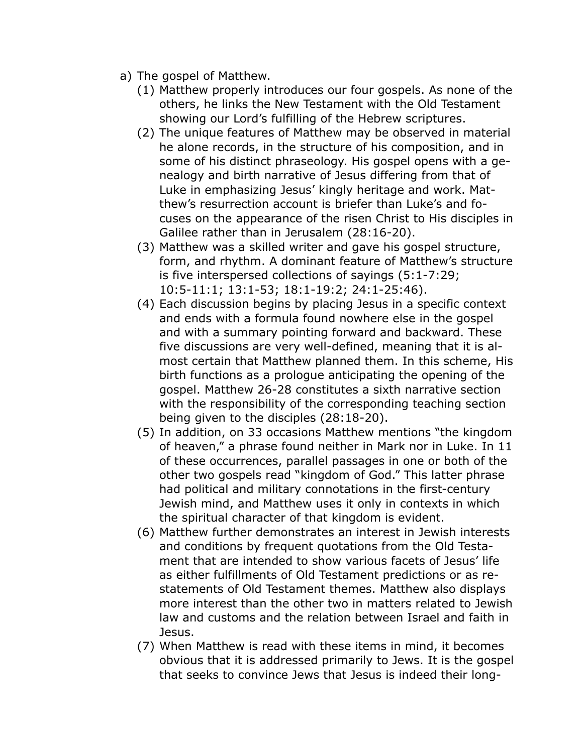a) The gospel of Matthew.

   (1) Matthew properly introduces our four gospels. As none of the others, he links the New Testament with the Old Testament showing our Lord's fulfilling of the Hebrew scriptures.

   (2) The unique features of Matthew may be observed in material he alone records, in the structure of his composition, and in some of his distinct phraseology. His gospel opens with a genealogy and birth narrative of Jesus differing from that of Luke in emphasizing Jesus' kingly heritage and work. Matthew's resurrection account is briefer than Luke's and focuses on the appearance of the risen Christ to His disciples in Galilee rather than in Jerusalem (28:16-20).

   (3) Matthew was a skilled writer and gave his gospel structure, form, and rhythm. A dominant feature of Matthew's structure is five interspersed collections of sayings (5:1-7:29; 10:5-11:1; 13:1-53; 18:1-19:2; 24:1-25:46).

   (4) Each discussion begins by placing Jesus in a specific context and ends with a formula found nowhere else in the gospel and with a summary pointing forward and backward. These five discussions are very well-defined, meaning that it is almost certain that Matthew planned them. In this scheme, His birth functions as a prologue anticipating the opening of the gospel. Matthew 26-28 constitutes a sixth narrative section with the responsibility of the corresponding teaching section being given to the disciples (28:18-20).

   (5) In addition, on 33 occasions Matthew mentions "the kingdom of heaven," a phrase found neither in Mark nor in Luke. In 11 of these occurrences, parallel passages in one or both of the other two gospels read "kingdom of God." This latter phrase had political and military connotations in the first-century Jewish mind, and Matthew uses it only in contexts in which the spiritual character of that kingdom is evident.

   (6) Matthew further demonstrates an interest in Jewish interests and conditions by frequent quotations from the Old Testament that are intended to show various facets of Jesus' life as either fulfillments of Old Testament predictions or as restatements of Old Testament themes. Matthew also displays more interest than the other two in matters related to Jewish law and customs and the relation between Israel and faith in Jesus.

   (7) When Matthew is read with these items in mind, it becomes obvious that it is addressed primarily to Jews. It is the gospel that seeks to convince Jews that Jesus is indeed their long-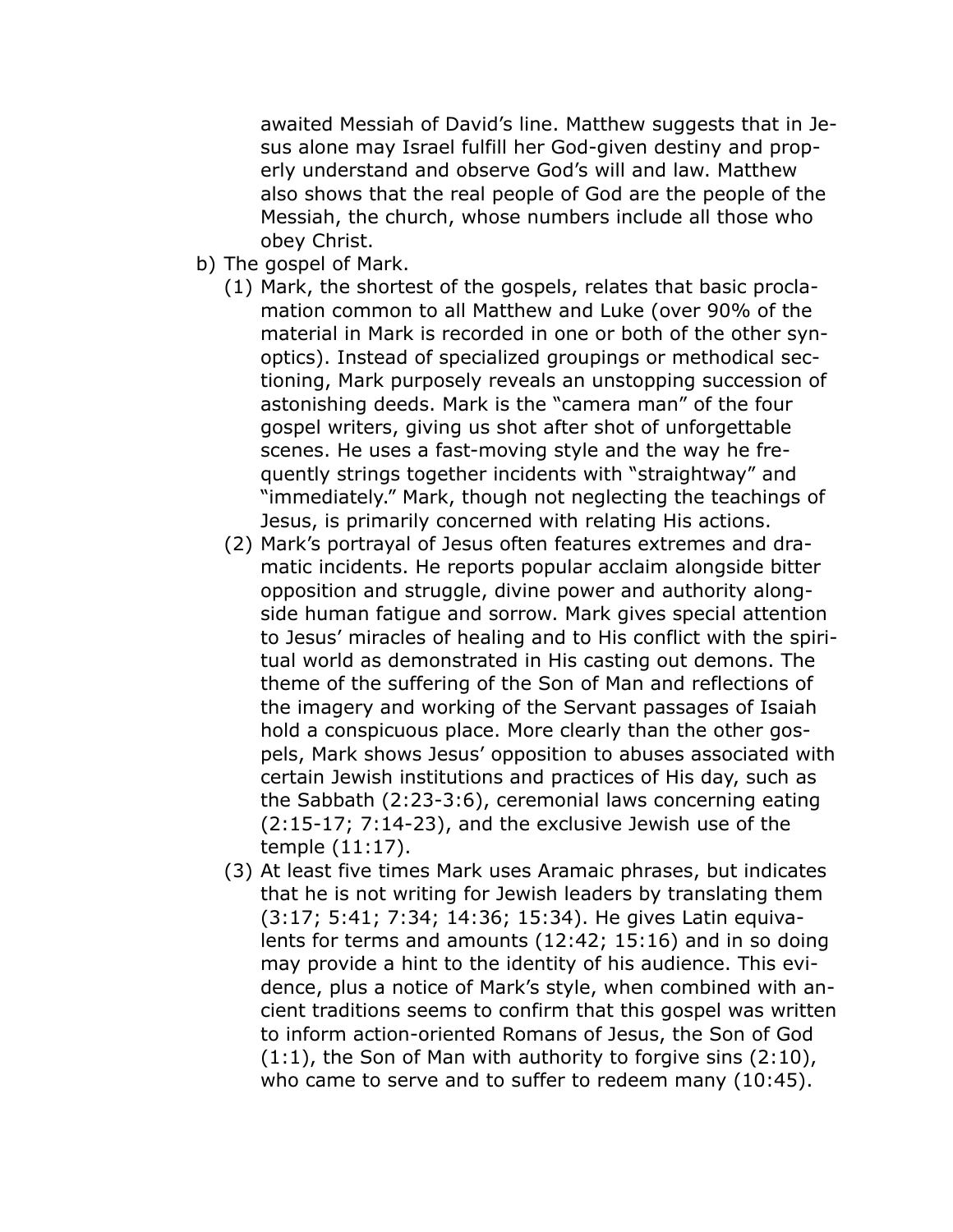awaited Messiah of David's line. Matthew suggests that in Jesus alone may Israel fulfill her God-given destiny and properly understand and observe God's will and law. Matthew also shows that the real people of God are the people of the Messiah, the church, whose numbers include all those who obey Christ.

b) The gospel of Mark.

   (1) Mark, the shortest of the gospels, relates that basic proclamation common to all Matthew and Luke (over 90% of the material in Mark is recorded in one or both of the other synoptics). Instead of specialized groupings or methodical sectioning, Mark purposely reveals an unstopping succession of astonishing deeds. Mark is the "camera man" of the four gospel writers, giving us shot after shot of unforgettable scenes. He uses a fast-moving style and the way he frequently strings together incidents with "straightway" and "immediately." Mark, though not neglecting the teachings of Jesus, is primarily concerned with relating His actions.

   (2) Mark's portrayal of Jesus often features extremes and dramatic incidents. He reports popular acclaim alongside bitter opposition and struggle, divine power and authority alongside human fatigue and sorrow. Mark gives special attention to Jesus' miracles of healing and to His conflict with the spiritual world as demonstrated in His casting out demons. The theme of the suffering of the Son of Man and reflections of the imagery and working of the Servant passages of Isaiah hold a conspicuous place. More clearly than the other gospels, Mark shows Jesus' opposition to abuses associated with certain Jewish institutions and practices of His day, such as the Sabbath (2:23-3:6), ceremonial laws concerning eating (2:15-17; 7:14-23), and the exclusive Jewish use of the temple (11:17).

   (3) At least five times Mark uses Aramaic phrases, but indicates that he is not writing for Jewish leaders by translating them (3:17; 5:41; 7:34; 14:36; 15:34). He gives Latin equivalents for terms and amounts (12:42; 15:16) and in so doing may provide a hint to the identity of his audience. This evidence, plus a notice of Mark's style, when combined with ancient traditions seems to confirm that this gospel was written to inform action-oriented Romans of Jesus, the Son of God (1:1), the Son of Man with authority to forgive sins (2:10), who came to serve and to suffer to redeem many (10:45).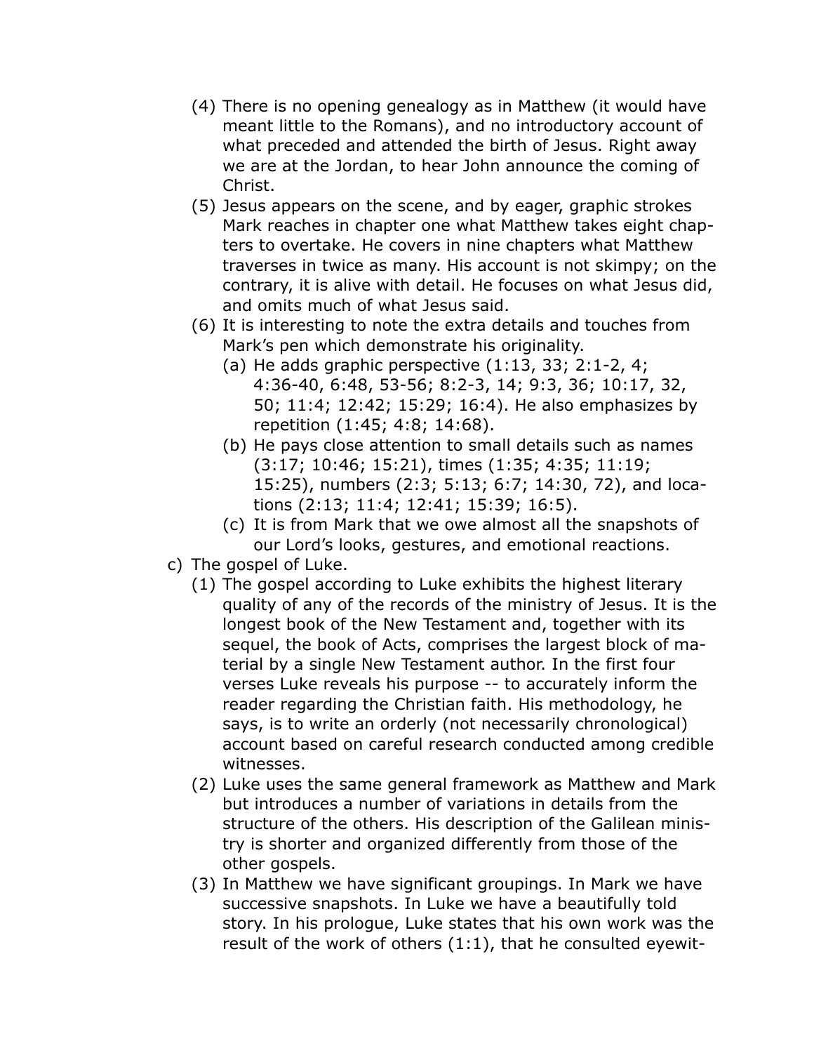(4) There is no opening genealogy as in Matthew (it would have meant little to the Romans), and no introductory account of what preceded and attended the birth of Jesus. Right away we are at the Jordan, to hear John announce the coming of Christ.

(5) Jesus appears on the scene, and by eager, graphic strokes Mark reaches in chapter one what Matthew takes eight chapters to overtake. He covers in nine chapters what Matthew traverses in twice as many. His account is not skimpy; on the contrary, it is alive with detail. He focuses on what Jesus did, and omits much of what Jesus said.

(6) It is interesting to note the extra details and touches from Mark's pen which demonstrate his originality.

   (a) He adds graphic perspective (1:13, 33; 2:1-2, 4; 4:36-40, 6:48, 53-56; 8:2-3, 14; 9:3, 36; 10:17, 32, 50; 11:4; 12:42; 15:29; 16:4). He also emphasizes by repetition (1:45; 4:8; 14:68).

   (b) He pays close attention to small details such as names (3:17; 10:46; 15:21), times (1:35; 4:35; 11:19; 15:25), numbers (2:3; 5:13; 6:7; 14:30, 72), and locations (2:13; 11:4; 12:41; 15:39; 16:5).

   (c) It is from Mark that we owe almost all the snapshots of our Lord's looks, gestures, and emotional reactions.

c) The gospel of Luke.

(1) The gospel according to Luke exhibits the highest literary quality of any of the records of the ministry of Jesus. It is the longest book of the New Testament and, together with its sequel, the book of Acts, comprises the largest block of material by a single New Testament author. In the first four verses Luke reveals his purpose -- to accurately inform the reader regarding the Christian faith. His methodology, he says, is to write an orderly (not necessarily chronological) account based on careful research conducted among credible witnesses.

(2) Luke uses the same general framework as Matthew and Mark but introduces a number of variations in details from the structure of the others. His description of the Galilean ministry is shorter and organized differently from those of the other gospels.

(3) In Matthew we have significant groupings. In Mark we have successive snapshots. In Luke we have a beautifully told story. In his prologue, Luke states that his own work was the result of the work of others (1:1), that he consulted eyewit-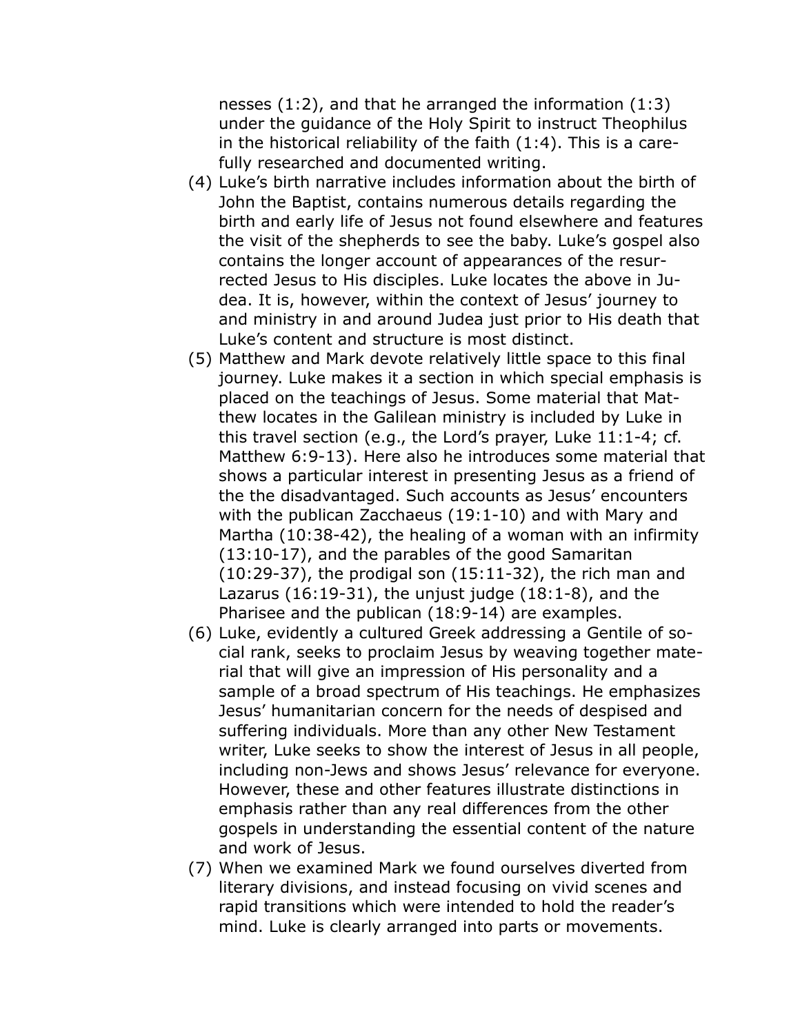nesses (1:2), and that he arranged the information (1:3) under the guidance of the Holy Spirit to instruct Theophilus in the historical reliability of the faith (1:4). This is a carefully researched and documented writing.

(4) Luke's birth narrative includes information about the birth of John the Baptist, contains numerous details regarding the birth and early life of Jesus not found elsewhere and features the visit of the shepherds to see the baby. Luke's gospel also contains the longer account of appearances of the resurrected Jesus to His disciples. Luke locates the above in Judea. It is, however, within the context of Jesus' journey to and ministry in and around Judea just prior to His death that Luke's content and structure is most distinct.

(5) Matthew and Mark devote relatively little space to this final journey. Luke makes it a section in which special emphasis is placed on the teachings of Jesus. Some material that Matthew locates in the Galilean ministry is included by Luke in this travel section (e.g., the Lord's prayer, Luke 11:1-4; cf. Matthew 6:9-13). Here also he introduces some material that shows a particular interest in presenting Jesus as a friend of the the disadvantaged. Such accounts as Jesus' encounters with the publican Zacchaeus (19:1-10) and with Mary and Martha (10:38-42), the healing of a woman with an infirmity (13:10-17), and the parables of the good Samaritan (10:29-37), the prodigal son (15:11-32), the rich man and Lazarus (16:19-31), the unjust judge (18:1-8), and the Pharisee and the publican (18:9-14) are examples.

(6) Luke, evidently a cultured Greek addressing a Gentile of social rank, seeks to proclaim Jesus by weaving together material that will give an impression of His personality and a sample of a broad spectrum of His teachings. He emphasizes Jesus' humanitarian concern for the needs of despised and suffering individuals. More than any other New Testament writer, Luke seeks to show the interest of Jesus in all people, including non-Jews and shows Jesus' relevance for everyone. However, these and other features illustrate distinctions in emphasis rather than any real differences from the other gospels in understanding the essential content of the nature and work of Jesus.

(7) When we examined Mark we found ourselves diverted from literary divisions, and instead focusing on vivid scenes and rapid transitions which were intended to hold the reader's mind. Luke is clearly arranged into parts or movements.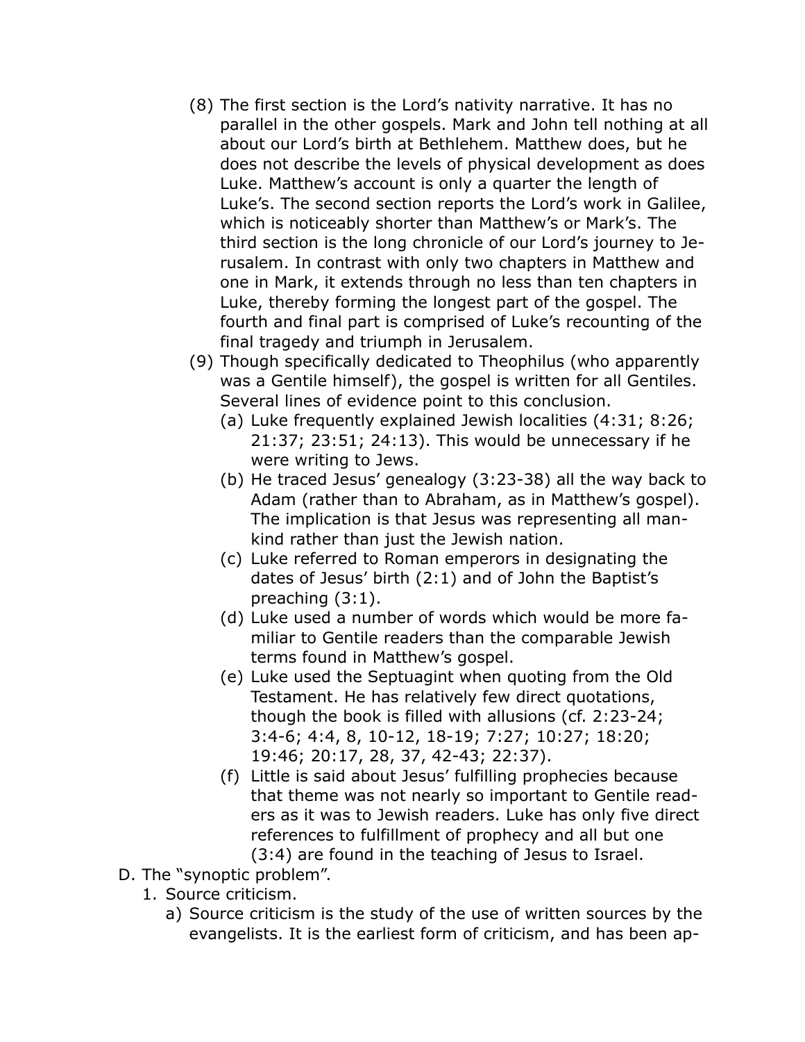(8) The first section is the Lord's nativity narrative. It has no parallel in the other gospels. Mark and John tell nothing at all about our Lord's birth at Bethlehem. Matthew does, but he does not describe the levels of physical development as does Luke. Matthew's account is only a quarter the length of Luke's. The second section reports the Lord's work in Galilee, which is noticeably shorter than Matthew's or Mark's. The third section is the long chronicle of our Lord's journey to Jerusalem. In contrast with only two chapters in Matthew and one in Mark, it extends through no less than ten chapters in Luke, thereby forming the longest part of the gospel. The fourth and final part is comprised of Luke's recounting of the final tragedy and triumph in Jerusalem.

(9) Though specifically dedicated to Theophilus (who apparently was a Gentile himself), the gospel is written for all Gentiles. Several lines of evidence point to this conclusion.

   (a) Luke frequently explained Jewish localities (4:31; 8:26; 21:37; 23:51; 24:13). This would be unnecessary if he were writing to Jews.

   (b) He traced Jesus' genealogy (3:23-38) all the way back to Adam (rather than to Abraham, as in Matthew's gospel). The implication is that Jesus was representing all mankind rather than just the Jewish nation.

   (c) Luke referred to Roman emperors in designating the dates of Jesus' birth (2:1) and of John the Baptist's preaching (3:1).

   (d) Luke used a number of words which would be more familiar to Gentile readers than the comparable Jewish terms found in Matthew's gospel.

   (e) Luke used the Septuagint when quoting from the Old Testament. He has relatively few direct quotations, though the book is filled with allusions (cf. 2:23-24; 3:4-6; 4:4, 8, 10-12, 18-19; 7:27; 10:27; 18:20; 19:46; 20:17, 28, 37, 42-43; 22:37).

   (f) Little is said about Jesus' fulfilling prophecies because that theme was not nearly so important to Gentile readers as it was to Jewish readers. Luke has only five direct references to fulfillment of prophecy and all but one (3:4) are found in the teaching of Jesus to Israel.

D. The "synoptic problem".

1. Source criticism.

   a) Source criticism is the study of the use of written sources by the evangelists. It is the earliest form of criticism, and has been ap-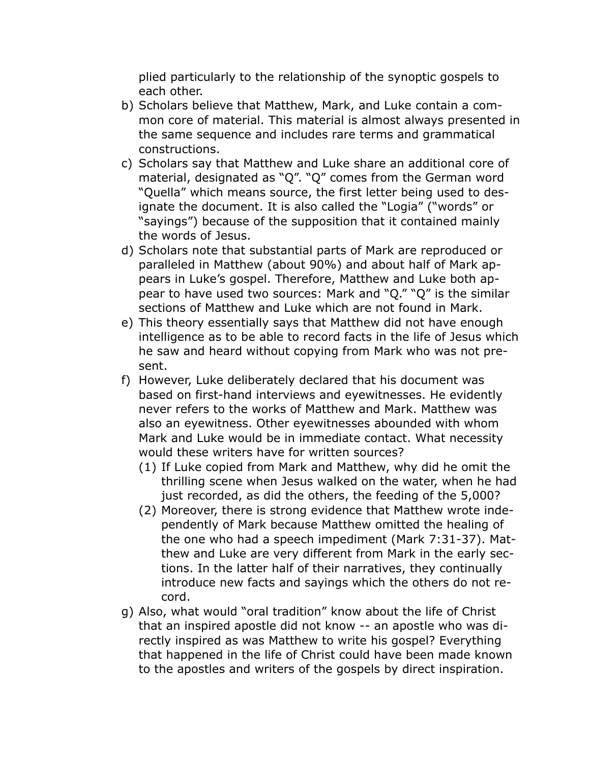plied particularly to the relationship of the synoptic gospels to each other.

b) Scholars believe that Matthew, Mark, and Luke contain a common core of material. This material is almost always presented in the same sequence and includes rare terms and grammatical constructions.
c) Scholars say that Matthew and Luke share an additional core of material, designated as "Q". "Q" comes from the German word "Quella" which means source, the first letter being used to designate the document. It is also called the "Logia" ("words" or "sayings") because of the supposition that it contained mainly the words of Jesus.
d) Scholars note that substantial parts of Mark are reproduced or paralleled in Matthew (about 90%) and about half of Mark appears in Luke's gospel. Therefore, Matthew and Luke both appear to have used two sources: Mark and "Q." "Q" is the similar sections of Matthew and Luke which are not found in Mark.
e) This theory essentially says that Matthew did not have enough intelligence as to be able to record facts in the life of Jesus which he saw and heard without copying from Mark who was not present.
f) However, Luke deliberately declared that his document was based on first-hand interviews and eyewitnesses. He evidently never refers to the works of Matthew and Mark. Matthew was also an eyewitness. Other eyewitnesses abounded with whom Mark and Luke would be in immediate contact. What necessity would these writers have for written sources?
   (1) If Luke copied from Mark and Matthew, why did he omit the thrilling scene when Jesus walked on the water, when he had just recorded, as did the others, the feeding of the 5,000?
   (2) Moreover, there is strong evidence that Matthew wrote independently of Mark because Matthew omitted the healing of the one who had a speech impediment (Mark 7:31-37). Matthew and Luke are very different from Mark in the early sections. In the latter half of their narratives, they continually introduce new facts and sayings which the others do not record.
g) Also, what would "oral tradition" know about the life of Christ that an inspired apostle did not know -- an apostle who was directly inspired as was Matthew to write his gospel? Everything that happened in the life of Christ could have been made known to the apostles and writers of the gospels by direct inspiration.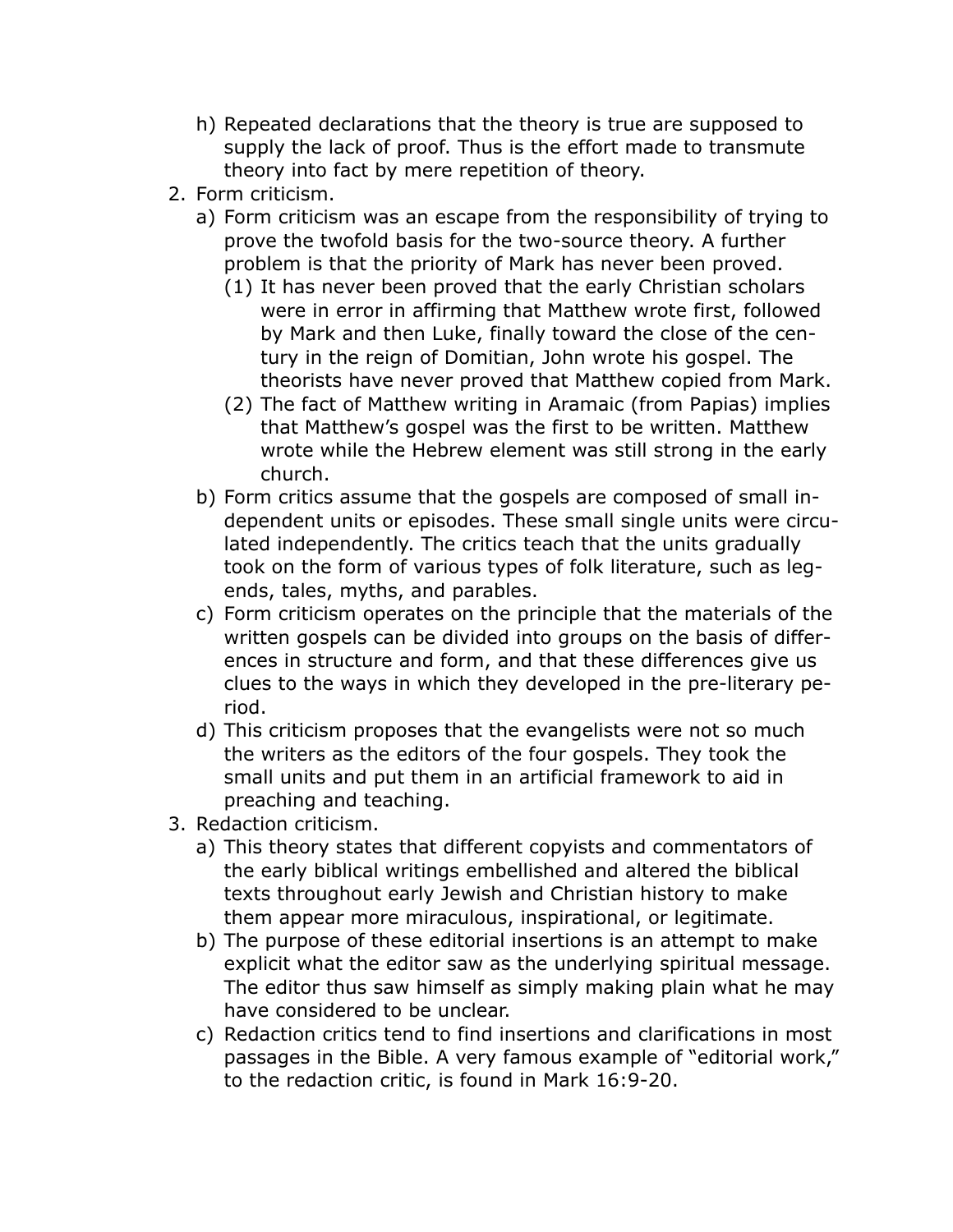h) Repeated declarations that the theory is true are supposed to supply the lack of proof. Thus is the effort made to transmute theory into fact by mere repetition of theory.

2. Form criticism.
   a) Form criticism was an escape from the responsibility of trying to prove the twofold basis for the two-source theory. A further problem is that the priority of Mark has never been proved.
      (1) It has never been proved that the early Christian scholars were in error in affirming that Matthew wrote first, followed by Mark and then Luke, finally toward the close of the century in the reign of Domitian, John wrote his gospel. The theorists have never proved that Matthew copied from Mark.
      (2) The fact of Matthew writing in Aramaic (from Papias) implies that Matthew's gospel was the first to be written. Matthew wrote while the Hebrew element was still strong in the early church.
   b) Form critics assume that the gospels are composed of small independent units or episodes. These small single units were circulated independently. The critics teach that the units gradually took on the form of various types of folk literature, such as legends, tales, myths, and parables.
   c) Form criticism operates on the principle that the materials of the written gospels can be divided into groups on the basis of differences in structure and form, and that these differences give us clues to the ways in which they developed in the pre-literary period.
   d) This criticism proposes that the evangelists were not so much the writers as the editors of the four gospels. They took the small units and put them in an artificial framework to aid in preaching and teaching.

3. Redaction criticism.
   a) This theory states that different copyists and commentators of the early biblical writings embellished and altered the biblical texts throughout early Jewish and Christian history to make them appear more miraculous, inspirational, or legitimate.
   b) The purpose of these editorial insertions is an attempt to make explicit what the editor saw as the underlying spiritual message. The editor thus saw himself as simply making plain what he may have considered to be unclear.
   c) Redaction critics tend to find insertions and clarifications in most passages in the Bible. A very famous example of "editorial work," to the redaction critic, is found in Mark 16:9-20.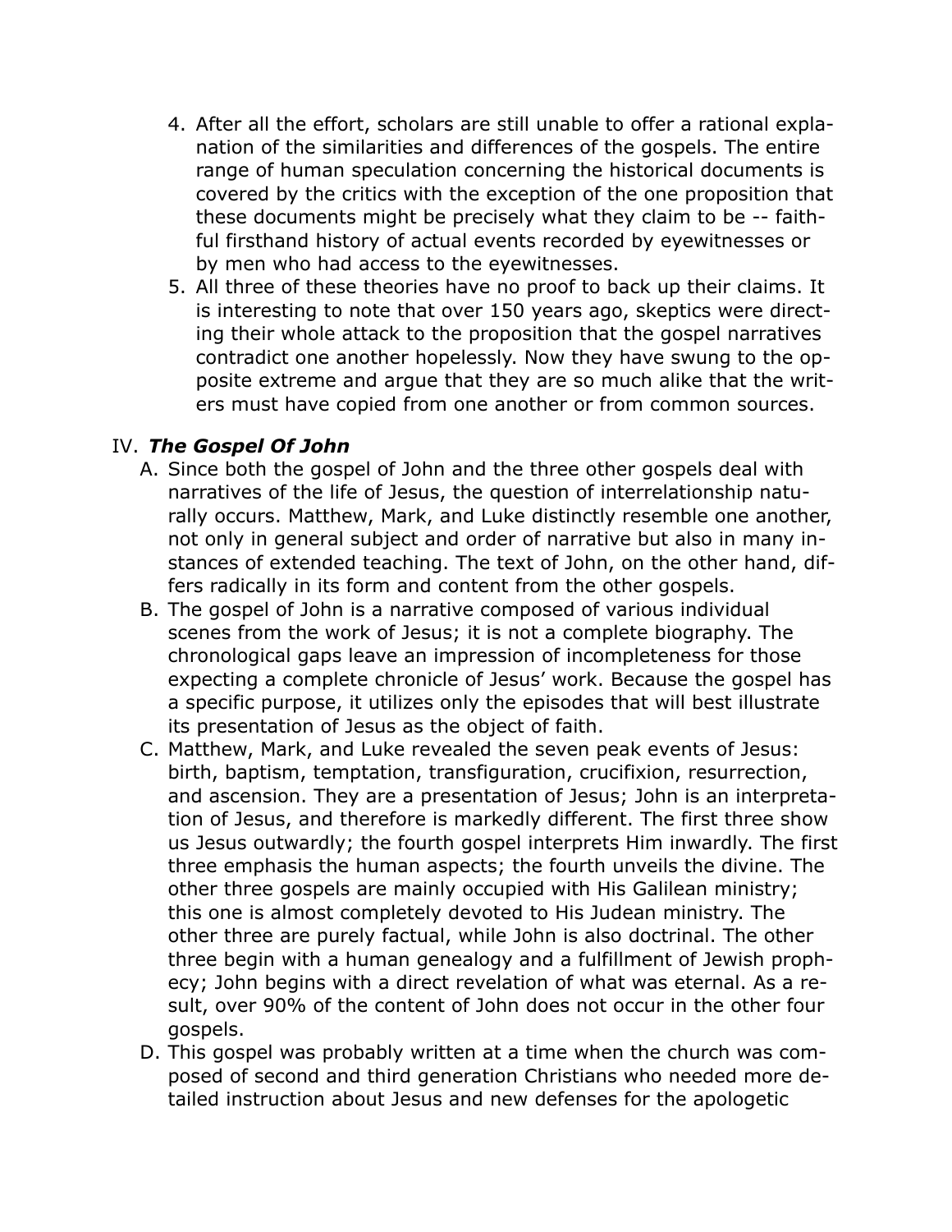4. After all the effort, scholars are still unable to offer a rational explanation of the similarities and differences of the gospels. The entire range of human speculation concerning the historical documents is covered by the critics with the exception of the one proposition that these documents might be precisely what they claim to be -- faithful firsthand history of actual events recorded by eyewitnesses or by men who had access to the eyewitnesses.
5. All three of these theories have no proof to back up their claims. It is interesting to note that over 150 years ago, skeptics were directing their whole attack to the proposition that the gospel narratives contradict one another hopelessly. Now they have swung to the opposite extreme and argue that they are so much alike that the writers must have copied from one another or from common sources.

IV. ***The Gospel Of John***

A. Since both the gospel of John and the three other gospels deal with narratives of the life of Jesus, the question of interrelationship naturally occurs. Matthew, Mark, and Luke distinctly resemble one another, not only in general subject and order of narrative but also in many instances of extended teaching. The text of John, on the other hand, differs radically in its form and content from the other gospels.

B. The gospel of John is a narrative composed of various individual scenes from the work of Jesus; it is not a complete biography. The chronological gaps leave an impression of incompleteness for those expecting a complete chronicle of Jesus' work. Because the gospel has a specific purpose, it utilizes only the episodes that will best illustrate its presentation of Jesus as the object of faith.

C. Matthew, Mark, and Luke revealed the seven peak events of Jesus: birth, baptism, temptation, transfiguration, crucifixion, resurrection, and ascension. They are a presentation of Jesus; John is an interpretation of Jesus, and therefore is markedly different. The first three show us Jesus outwardly; the fourth gospel interprets Him inwardly. The first three emphasis the human aspects; the fourth unveils the divine. The other three gospels are mainly occupied with His Galilean ministry; this one is almost completely devoted to His Judean ministry. The other three are purely factual, while John is also doctrinal. The other three begin with a human genealogy and a fulfillment of Jewish prophecy; John begins with a direct revelation of what was eternal. As a result, over 90% of the content of John does not occur in the other four gospels.

D. This gospel was probably written at a time when the church was composed of second and third generation Christians who needed more detailed instruction about Jesus and new defenses for the apologetic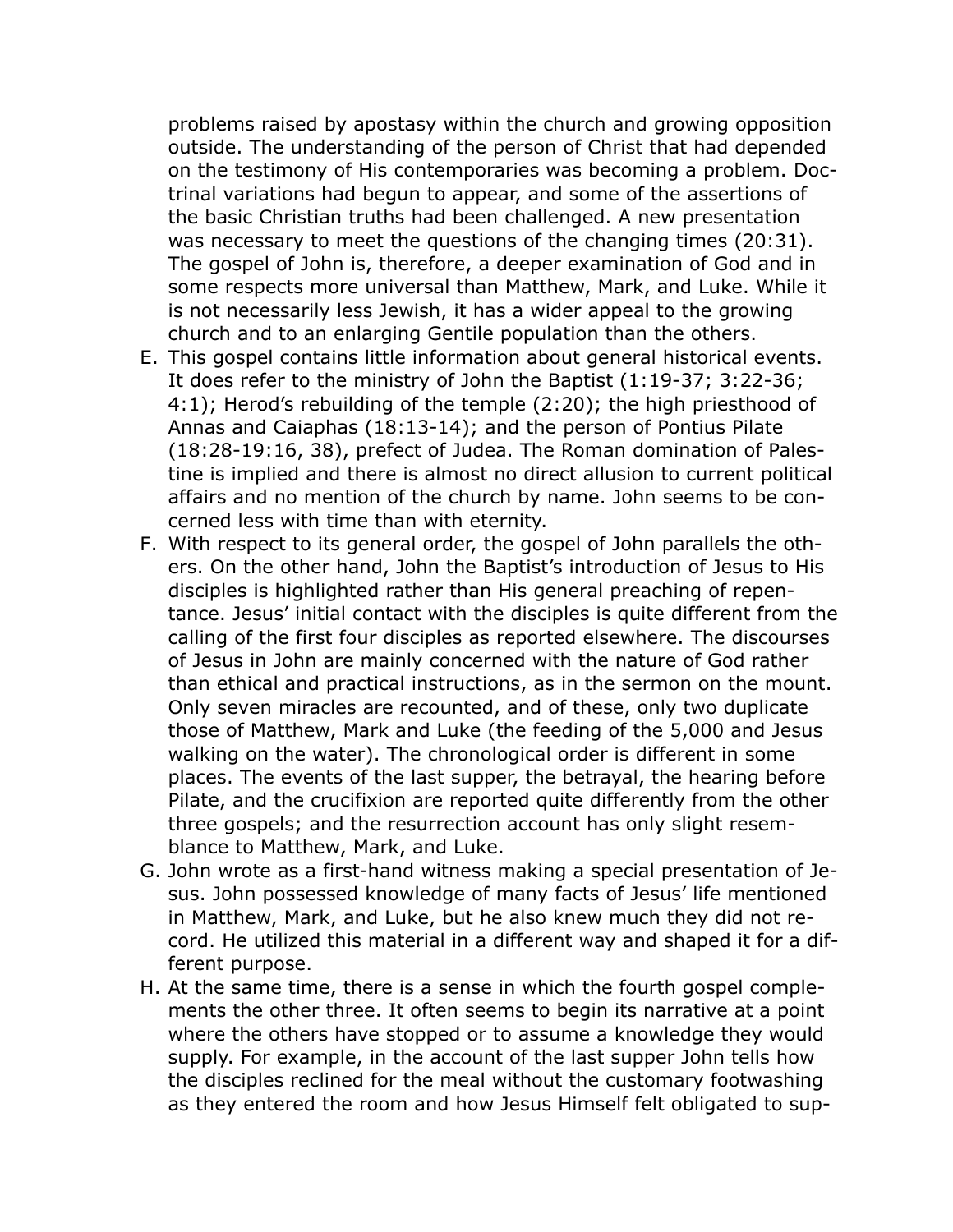problems raised by apostasy within the church and growing opposition outside. The understanding of the person of Christ that had depended on the testimony of His contemporaries was becoming a problem. Doctrinal variations had begun to appear, and some of the assertions of the basic Christian truths had been challenged. A new presentation was necessary to meet the questions of the changing times (20:31). The gospel of John is, therefore, a deeper examination of God and in some respects more universal than Matthew, Mark, and Luke. While it is not necessarily less Jewish, it has a wider appeal to the growing church and to an enlarging Gentile population than the others.

E. This gospel contains little information about general historical events. It does refer to the ministry of John the Baptist (1:19-37; 3:22-36; 4:1); Herod's rebuilding of the temple (2:20); the high priesthood of Annas and Caiaphas (18:13-14); and the person of Pontius Pilate (18:28-19:16, 38), prefect of Judea. The Roman domination of Palestine is implied and there is almost no direct allusion to current political affairs and no mention of the church by name. John seems to be concerned less with time than with eternity.

F. With respect to its general order, the gospel of John parallels the others. On the other hand, John the Baptist's introduction of Jesus to His disciples is highlighted rather than His general preaching of repentance. Jesus' initial contact with the disciples is quite different from the calling of the first four disciples as reported elsewhere. The discourses of Jesus in John are mainly concerned with the nature of God rather than ethical and practical instructions, as in the sermon on the mount. Only seven miracles are recounted, and of these, only two duplicate those of Matthew, Mark and Luke (the feeding of the 5,000 and Jesus walking on the water). The chronological order is different in some places. The events of the last supper, the betrayal, the hearing before Pilate, and the crucifixion are reported quite differently from the other three gospels; and the resurrection account has only slight resemblance to Matthew, Mark, and Luke.

G. John wrote as a first-hand witness making a special presentation of Jesus. John possessed knowledge of many facts of Jesus' life mentioned in Matthew, Mark, and Luke, but he also knew much they did not record. He utilized this material in a different way and shaped it for a different purpose.

H. At the same time, there is a sense in which the fourth gospel complements the other three. It often seems to begin its narrative at a point where the others have stopped or to assume a knowledge they would supply. For example, in the account of the last supper John tells how the disciples reclined for the meal without the customary footwashing as they entered the room and how Jesus Himself felt obligated to sup-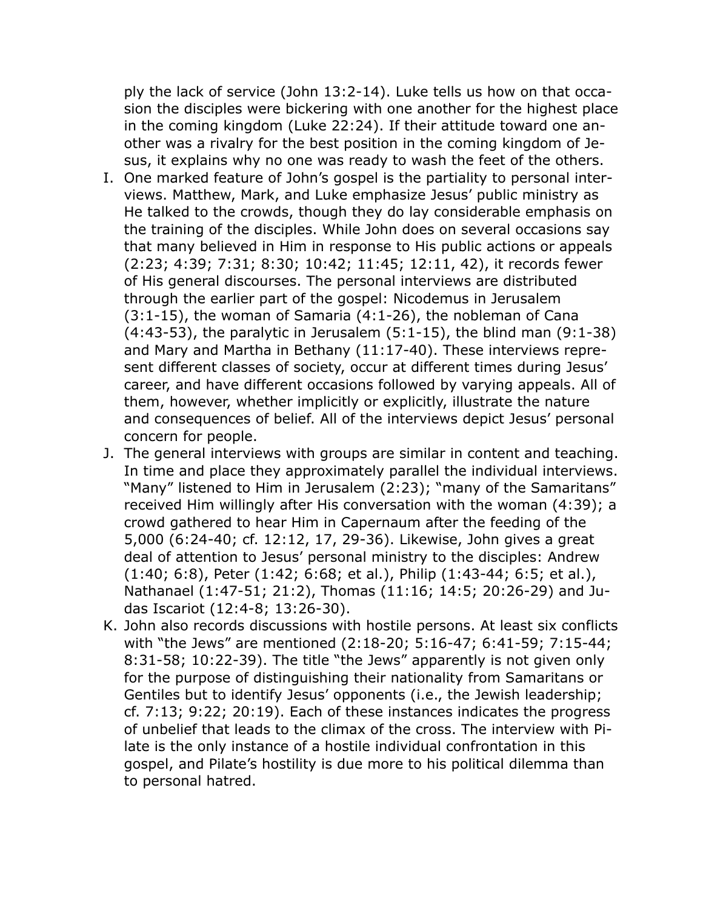ply the lack of service (John 13:2-14). Luke tells us how on that occasion the disciples were bickering with one another for the highest place in the coming kingdom (Luke 22:24). If their attitude toward one another was a rivalry for the best position in the coming kingdom of Jesus, it explains why no one was ready to wash the feet of the others.

I. One marked feature of John's gospel is the partiality to personal interviews. Matthew, Mark, and Luke emphasize Jesus' public ministry as He talked to the crowds, though they do lay considerable emphasis on the training of the disciples. While John does on several occasions say that many believed in Him in response to His public actions or appeals (2:23; 4:39; 7:31; 8:30; 10:42; 11:45; 12:11, 42), it records fewer of His general discourses. The personal interviews are distributed through the earlier part of the gospel: Nicodemus in Jerusalem (3:1-15), the woman of Samaria (4:1-26), the nobleman of Cana (4:43-53), the paralytic in Jerusalem (5:1-15), the blind man (9:1-38) and Mary and Martha in Bethany (11:17-40). These interviews represent different classes of society, occur at different times during Jesus' career, and have different occasions followed by varying appeals. All of them, however, whether implicitly or explicitly, illustrate the nature and consequences of belief. All of the interviews depict Jesus' personal concern for people.

J. The general interviews with groups are similar in content and teaching. In time and place they approximately parallel the individual interviews. "Many" listened to Him in Jerusalem (2:23); "many of the Samaritans" received Him willingly after His conversation with the woman (4:39); a crowd gathered to hear Him in Capernaum after the feeding of the 5,000 (6:24-40; cf. 12:12, 17, 29-36). Likewise, John gives a great deal of attention to Jesus' personal ministry to the disciples: Andrew (1:40; 6:8), Peter (1:42; 6:68; et al.), Philip (1:43-44; 6:5; et al.), Nathanael (1:47-51; 21:2), Thomas (11:16; 14:5; 20:26-29) and Judas Iscariot (12:4-8; 13:26-30).

K. John also records discussions with hostile persons. At least six conflicts with "the Jews" are mentioned (2:18-20; 5:16-47; 6:41-59; 7:15-44; 8:31-58; 10:22-39). The title "the Jews" apparently is not given only for the purpose of distinguishing their nationality from Samaritans or Gentiles but to identify Jesus' opponents (i.e., the Jewish leadership; cf. 7:13; 9:22; 20:19). Each of these instances indicates the progress of unbelief that leads to the climax of the cross. The interview with Pilate is the only instance of a hostile individual confrontation in this gospel, and Pilate's hostility is due more to his political dilemma than to personal hatred.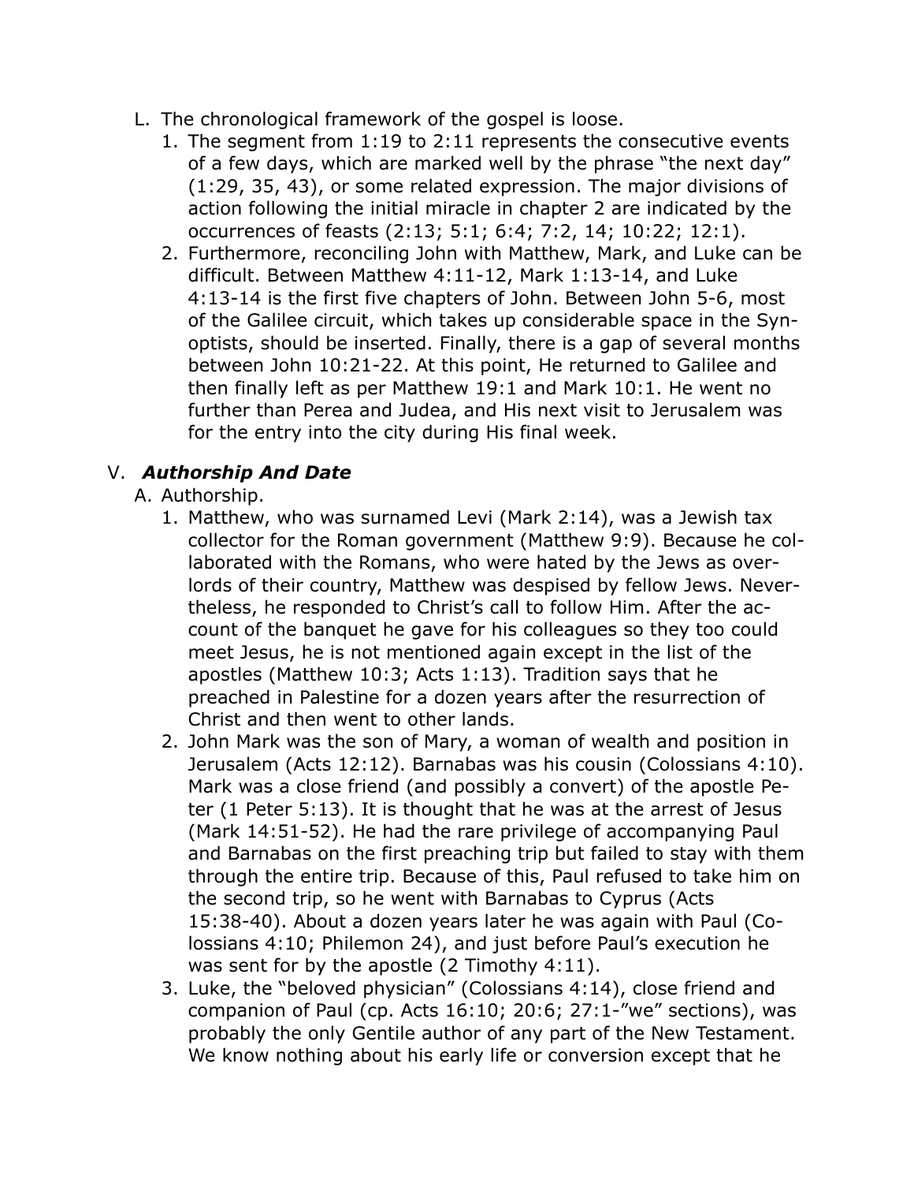L. The chronological framework of the gospel is loose.
   1. The segment from 1:19 to 2:11 represents the consecutive events of a few days, which are marked well by the phrase "the next day" (1:29, 35, 43), or some related expression. The major divisions of action following the initial miracle in chapter 2 are indicated by the occurrences of feasts (2:13; 5:1; 6:4; 7:2, 14; 10:22; 12:1).
   2. Furthermore, reconciling John with Matthew, Mark, and Luke can be difficult. Between Matthew 4:11-12, Mark 1:13-14, and Luke 4:13-14 is the first five chapters of John. Between John 5-6, most of the Galilee circuit, which takes up considerable space in the Synoptists, should be inserted. Finally, there is a gap of several months between John 10:21-22. At this point, He returned to Galilee and then finally left as per Matthew 19:1 and Mark 10:1. He went no further than Perea and Judea, and His next visit to Jerusalem was for the entry into the city during His final week.

## V. *Authorship And Date*

A. Authorship.
   1. Matthew, who was surnamed Levi (Mark 2:14), was a Jewish tax collector for the Roman government (Matthew 9:9). Because he collaborated with the Romans, who were hated by the Jews as overlords of their country, Matthew was despised by fellow Jews. Nevertheless, he responded to Christ's call to follow Him. After the account of the banquet he gave for his colleagues so they too could meet Jesus, he is not mentioned again except in the list of the apostles (Matthew 10:3; Acts 1:13). Tradition says that he preached in Palestine for a dozen years after the resurrection of Christ and then went to other lands.
   2. John Mark was the son of Mary, a woman of wealth and position in Jerusalem (Acts 12:12). Barnabas was his cousin (Colossians 4:10). Mark was a close friend (and possibly a convert) of the apostle Peter (1 Peter 5:13). It is thought that he was at the arrest of Jesus (Mark 14:51-52). He had the rare privilege of accompanying Paul and Barnabas on the first preaching trip but failed to stay with them through the entire trip. Because of this, Paul refused to take him on the second trip, so he went with Barnabas to Cyprus (Acts 15:38-40). About a dozen years later he was again with Paul (Colossians 4:10; Philemon 24), and just before Paul's execution he was sent for by the apostle (2 Timothy 4:11).
   3. Luke, the "beloved physician" (Colossians 4:14), close friend and companion of Paul (cp. Acts 16:10; 20:6; 27:1-"we" sections), was probably the only Gentile author of any part of the New Testament. We know nothing about his early life or conversion except that he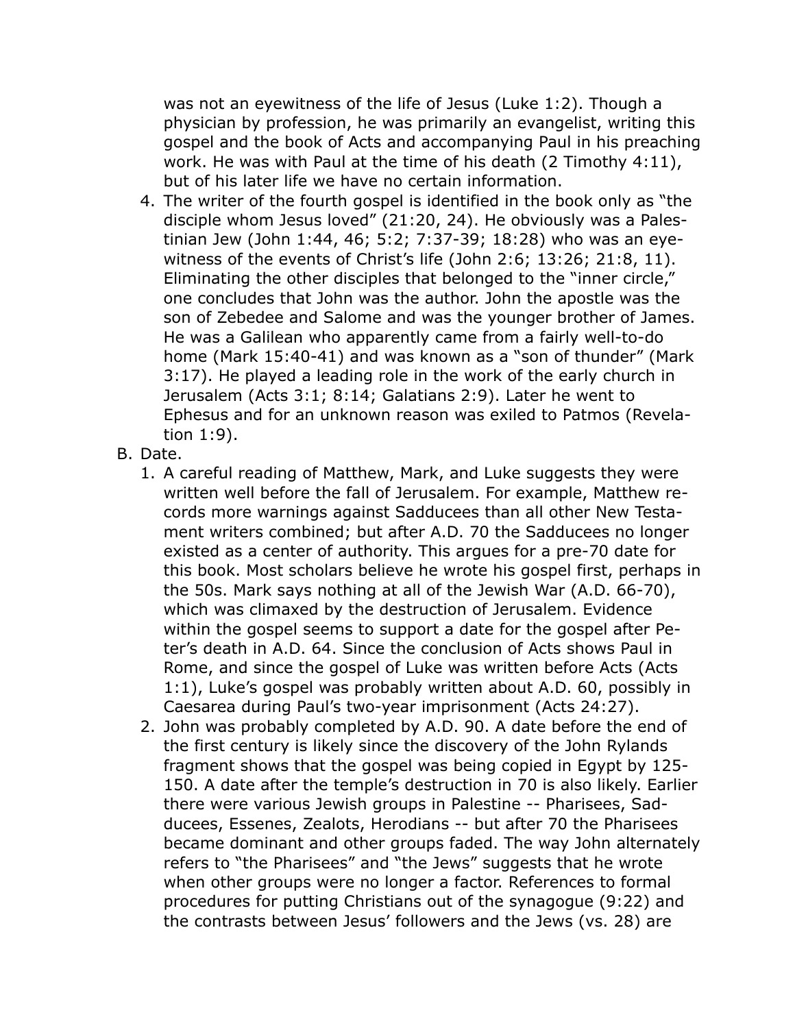was not an eyewitness of the life of Jesus (Luke 1:2). Though a physician by profession, he was primarily an evangelist, writing this gospel and the book of Acts and accompanying Paul in his preaching work. He was with Paul at the time of his death (2 Timothy 4:11), but of his later life we have no certain information.

4. The writer of the fourth gospel is identified in the book only as "the disciple whom Jesus loved" (21:20, 24). He obviously was a Palestinian Jew (John 1:44, 46; 5:2; 7:37-39; 18:28) who was an eyewitness of the events of Christ's life (John 2:6; 13:26; 21:8, 11). Eliminating the other disciples that belonged to the "inner circle," one concludes that John was the author. John the apostle was the son of Zebedee and Salome and was the younger brother of James. He was a Galilean who apparently came from a fairly well-to-do home (Mark 15:40-41) and was known as a "son of thunder" (Mark 3:17). He played a leading role in the work of the early church in Jerusalem (Acts 3:1; 8:14; Galatians 2:9). Later he went to Ephesus and for an unknown reason was exiled to Patmos (Revelation 1:9).

B. Date.

1. A careful reading of Matthew, Mark, and Luke suggests they were written well before the fall of Jerusalem. For example, Matthew records more warnings against Sadducees than all other New Testament writers combined; but after A.D. 70 the Sadducees no longer existed as a center of authority. This argues for a pre-70 date for this book. Most scholars believe he wrote his gospel first, perhaps in the 50s. Mark says nothing at all of the Jewish War (A.D. 66-70), which was climaxed by the destruction of Jerusalem. Evidence within the gospel seems to support a date for the gospel after Peter's death in A.D. 64. Since the conclusion of Acts shows Paul in Rome, and since the gospel of Luke was written before Acts (Acts 1:1), Luke's gospel was probably written about A.D. 60, possibly in Caesarea during Paul's two-year imprisonment (Acts 24:27).
2. John was probably completed by A.D. 90. A date before the end of the first century is likely since the discovery of the John Rylands fragment shows that the gospel was being copied in Egypt by 125-150. A date after the temple's destruction in 70 is also likely. Earlier there were various Jewish groups in Palestine -- Pharisees, Sadducees, Essenes, Zealots, Herodians -- but after 70 the Pharisees became dominant and other groups faded. The way John alternately refers to "the Pharisees" and "the Jews" suggests that he wrote when other groups were no longer a factor. References to formal procedures for putting Christians out of the synagogue (9:22) and the contrasts between Jesus' followers and the Jews (vs. 28) are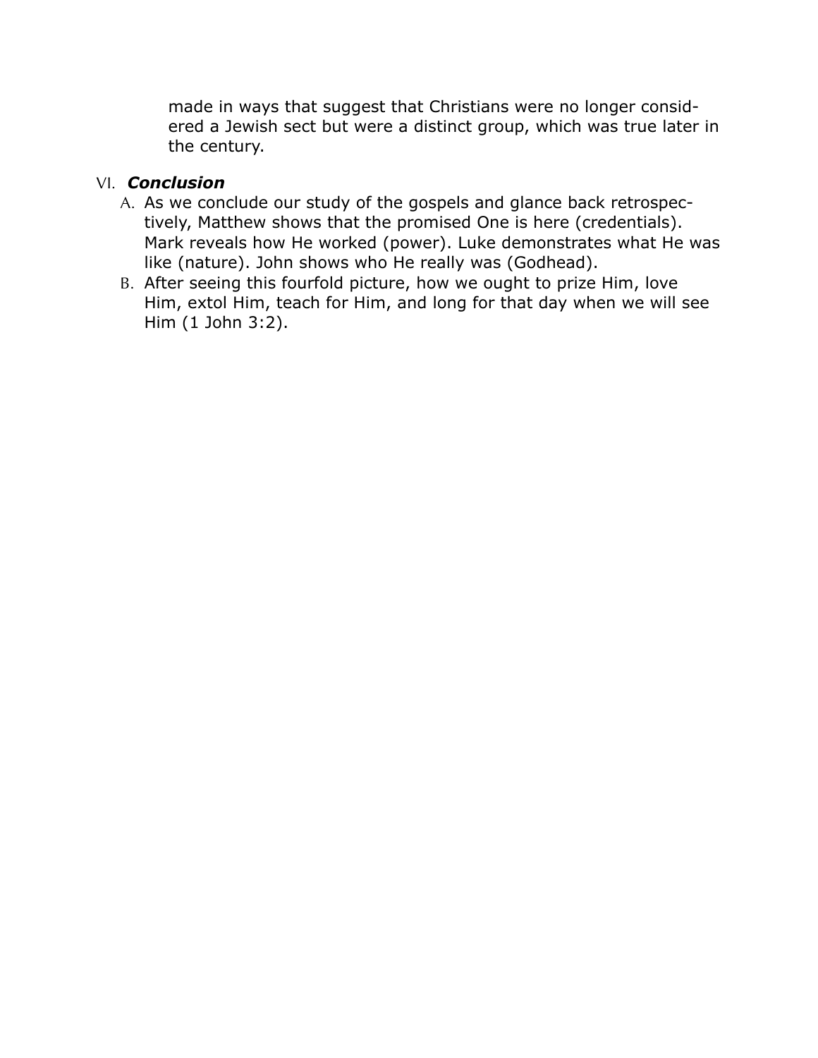made in ways that suggest that Christians were no longer considered a Jewish sect but were a distinct group, which was true later in the century.

VI. ***Conclusion***

A. As we conclude our study of the gospels and glance back retrospectively, Matthew shows that the promised One is here (credentials). Mark reveals how He worked (power). Luke demonstrates what He was like (nature). John shows who He really was (Godhead).

B. After seeing this fourfold picture, how we ought to prize Him, love Him, extol Him, teach for Him, and long for that day when we will see Him (1 John 3:2).